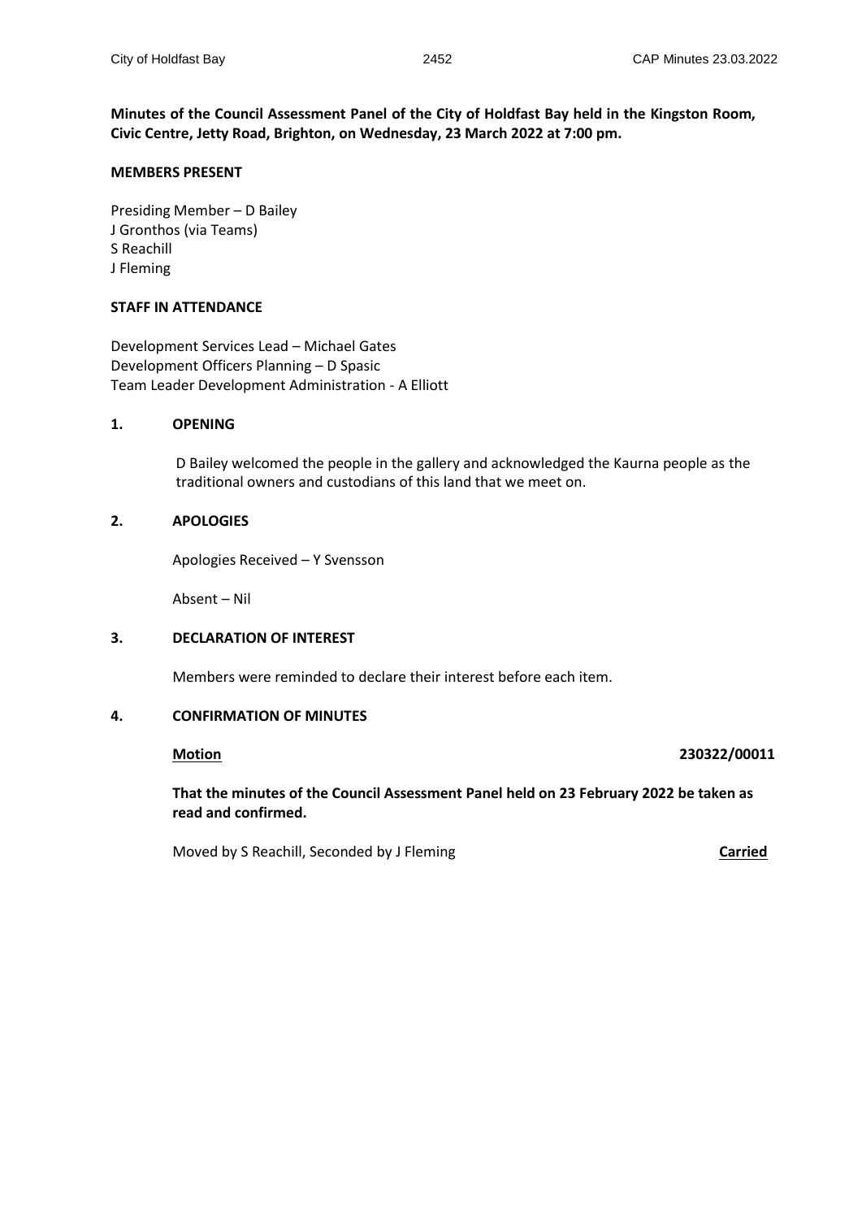**Minutes of the Council Assessment Panel of the City of Holdfast Bay held in the Kingston Room, Civic Centre, Jetty Road, Brighton, on Wednesday, 23 March 2022 at 7:00 pm.**

**MEMBERS PRESENT**

Presiding Member – D Bailey
J Gronthos (via Teams)
S Reachill
J Fleming

**STAFF IN ATTENDANCE**

Development Services Lead – Michael Gates
Development Officers Planning – D Spasic
Team Leader Development Administration - A Elliott

## 1. OPENING

D Bailey welcomed the people in the gallery and acknowledged the Kaurna people as the traditional owners and custodians of this land that we meet on.

## 2. APOLOGIES

Apologies Received – Y Svensson

Absent – Nil

## 3. DECLARATION OF INTEREST

Members were reminded to declare their interest before each item.

## 4. CONFIRMATION OF MINUTES

**Motion** **230322/00011**

**That the minutes of the Council Assessment Panel held on 23 February 2022 be taken as read and confirmed.**

Moved by S Reachill, Seconded by J Fleming **Carried**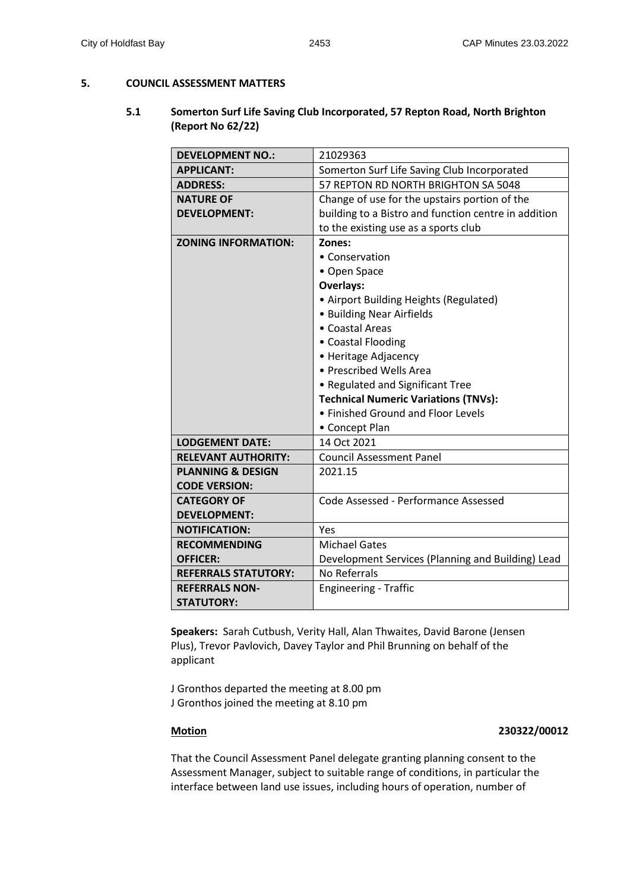## 5. COUNCIL ASSESSMENT MATTERS

### 5.1 Somerton Surf Life Saving Club Incorporated, 57 Repton Road, North Brighton (Report No 62/22)

| | |
|---|---|
| **DEVELOPMENT NO.:** | 21029363 |
| **APPLICANT:** | Somerton Surf Life Saving Club Incorporated |
| **ADDRESS:** | 57 REPTON RD NORTH BRIGHTON SA 5048 |
| **NATURE OF DEVELOPMENT:** | Change of use for the upstairs portion of the building to a Bistro and function centre in addition to the existing use as a sports club |
| **ZONING INFORMATION:** | **Zones:**<br>• Conservation<br>• Open Space<br>**Overlays:**<br>• Airport Building Heights (Regulated)<br>• Building Near Airfields<br>• Coastal Areas<br>• Coastal Flooding<br>• Heritage Adjacency<br>• Prescribed Wells Area<br>• Regulated and Significant Tree<br>**Technical Numeric Variations (TNVs):**<br>• Finished Ground and Floor Levels<br>• Concept Plan |
| **LODGEMENT DATE:** | 14 Oct 2021 |
| **RELEVANT AUTHORITY:** | Council Assessment Panel |
| **PLANNING & DESIGN CODE VERSION:** | 2021.15 |
| **CATEGORY OF DEVELOPMENT:** | Code Assessed - Performance Assessed |
| **NOTIFICATION:** | Yes |
| **RECOMMENDING OFFICER:** | Michael Gates<br>Development Services (Planning and Building) Lead |
| **REFERRALS STATUTORY:** | No Referrals |
| **REFERRALS NON-STATUTORY:** | Engineering - Traffic |

**Speakers:** Sarah Cutbush, Verity Hall, Alan Thwaites, David Barone (Jensen Plus), Trevor Pavlovich, Davey Taylor and Phil Brunning on behalf of the applicant

J Gronthos departed the meeting at 8.00 pm
J Gronthos joined the meeting at 8.10 pm

**Motion** **230322/00012**

That the Council Assessment Panel delegate granting planning consent to the Assessment Manager, subject to suitable range of conditions, in particular the interface between land use issues, including hours of operation, number of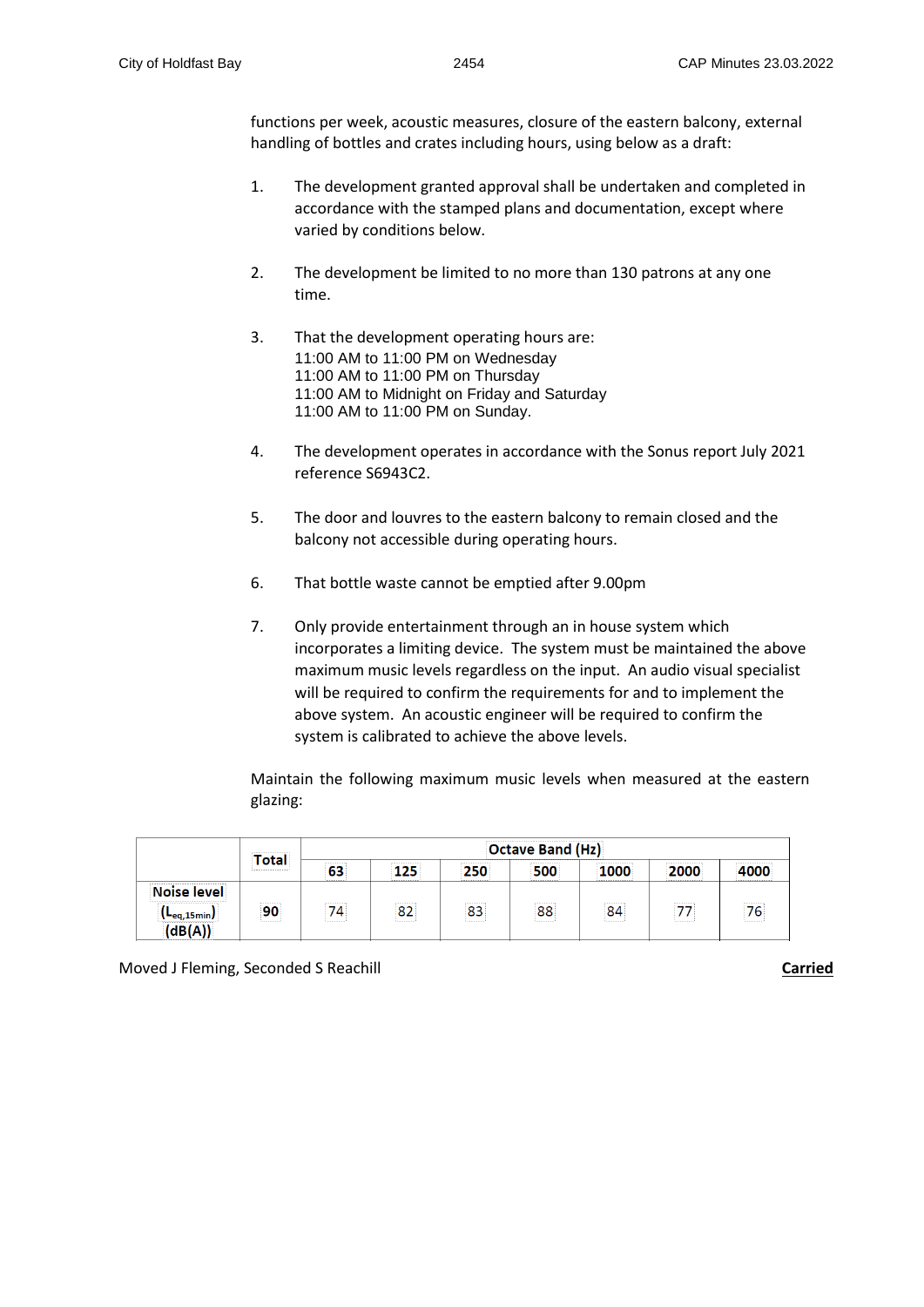functions per week, acoustic measures, closure of the eastern balcony, external handling of bottles and crates including hours, using below as a draft:

1. The development granted approval shall be undertaken and completed in accordance with the stamped plans and documentation, except where varied by conditions below.

2. The development be limited to no more than 130 patrons at any one time.

3. That the development operating hours are:
   11:00 AM to 11:00 PM on Wednesday
   11:00 AM to 11:00 PM on Thursday
   11:00 AM to Midnight on Friday and Saturday
   11:00 AM to 11:00 PM on Sunday.

4. The development operates in accordance with the Sonus report July 2021 reference S6943C2.

5. The door and louvres to the eastern balcony to remain closed and the balcony not accessible during operating hours.

6. That bottle waste cannot be emptied after 9.00pm

7. Only provide entertainment through an in house system which incorporates a limiting device. The system must be maintained the above maximum music levels regardless on the input. An audio visual specialist will be required to confirm the requirements for and to implement the above system. An acoustic engineer will be required to confirm the system is calibrated to achieve the above levels.

Maintain the following maximum music levels when measured at the eastern glazing:

| | Total | Octave Band (Hz) | | | | | | |
|---|---|---|---|---|---|---|---|---|
| | | 63 | 125 | 250 | 500 | 1000 | 2000 | 4000 |
| Noise level ($L_{eq,15min}$) (dB(A)) | 90 | 74 | 82 | 83 | 88 | 84 | 77 | 76 |

Moved J Fleming, Seconded S Reachill **Carried**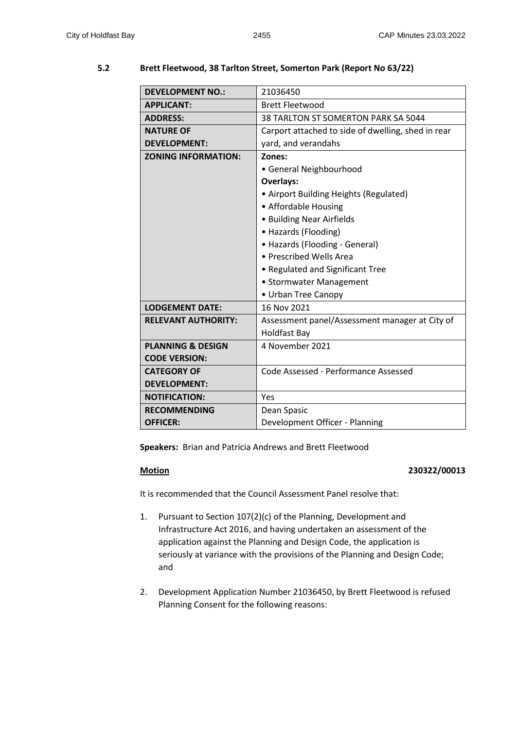### 5.2 Brett Fleetwood, 38 Tarlton Street, Somerton Park (Report No 63/22)

| | |
|---|---|
| **DEVELOPMENT NO.:** | 21036450 |
| **APPLICANT:** | Brett Fleetwood |
| **ADDRESS:** | 38 TARLTON ST SOMERTON PARK SA 5044 |
| **NATURE OF DEVELOPMENT:** | Carport attached to side of dwelling, shed in rear yard, and verandahs |
| **ZONING INFORMATION:** | **Zones:**<br>• General Neighbourhood<br>**Overlays:**<br>• Airport Building Heights (Regulated)<br>• Affordable Housing<br>• Building Near Airfields<br>• Hazards (Flooding)<br>• Hazards (Flooding - General)<br>• Prescribed Wells Area<br>• Regulated and Significant Tree<br>• Stormwater Management<br>• Urban Tree Canopy |
| **LODGEMENT DATE:** | 16 Nov 2021 |
| **RELEVANT AUTHORITY:** | Assessment panel/Assessment manager at City of Holdfast Bay |
| **PLANNING & DESIGN CODE VERSION:** | 4 November 2021 |
| **CATEGORY OF DEVELOPMENT:** | Code Assessed - Performance Assessed |
| **NOTIFICATION:** | Yes |
| **RECOMMENDING OFFICER:** | Dean Spasic<br>Development Officer - Planning |

**Speakers:** Brian and Patricia Andrews and Brett Fleetwood

**Motion** **230322/00013**

It is recommended that the Council Assessment Panel resolve that:

1. Pursuant to Section 107(2)(c) of the Planning, Development and Infrastructure Act 2016, and having undertaken an assessment of the application against the Planning and Design Code, the application is seriously at variance with the provisions of the Planning and Design Code; and

2. Development Application Number 21036450, by Brett Fleetwood is refused Planning Consent for the following reasons: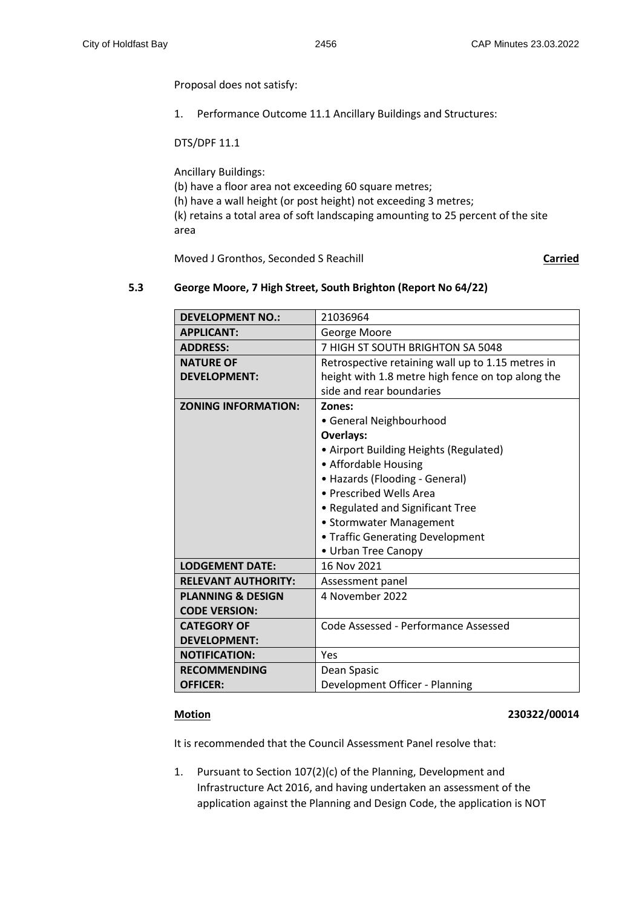Proposal does not satisfy:

1. Performance Outcome 11.1 Ancillary Buildings and Structures:

DTS/DPF 11.1

Ancillary Buildings:
(b) have a floor area not exceeding 60 square metres;
(h) have a wall height (or post height) not exceeding 3 metres;
(k) retains a total area of soft landscaping amounting to 25 percent of the site area

Moved J Gronthos, Seconded S Reachill **Carried**

### 5.3 George Moore, 7 High Street, South Brighton (Report No 64/22)

| **DEVELOPMENT NO.:** | 21036964 |
|---|---|
| **APPLICANT:** | George Moore |
| **ADDRESS:** | 7 HIGH ST SOUTH BRIGHTON SA 5048 |
| **NATURE OF DEVELOPMENT:** | Retrospective retaining wall up to 1.15 metres in height with 1.8 metre high fence on top along the side and rear boundaries |
| **ZONING INFORMATION:** | **Zones:**<br>• General Neighbourhood<br>**Overlays:**<br>• Airport Building Heights (Regulated)<br>• Affordable Housing<br>• Hazards (Flooding - General)<br>• Prescribed Wells Area<br>• Regulated and Significant Tree<br>• Stormwater Management<br>• Traffic Generating Development<br>• Urban Tree Canopy |
| **LODGEMENT DATE:** | 16 Nov 2021 |
| **RELEVANT AUTHORITY:** | Assessment panel |
| **PLANNING & DESIGN CODE VERSION:** | 4 November 2022 |
| **CATEGORY OF DEVELOPMENT:** | Code Assessed - Performance Assessed |
| **NOTIFICATION:** | Yes |
| **RECOMMENDING OFFICER:** | Dean Spasic<br>Development Officer - Planning |

**Motion** **230322/00014**

It is recommended that the Council Assessment Panel resolve that:

1. Pursuant to Section 107(2)(c) of the Planning, Development and Infrastructure Act 2016, and having undertaken an assessment of the application against the Planning and Design Code, the application is NOT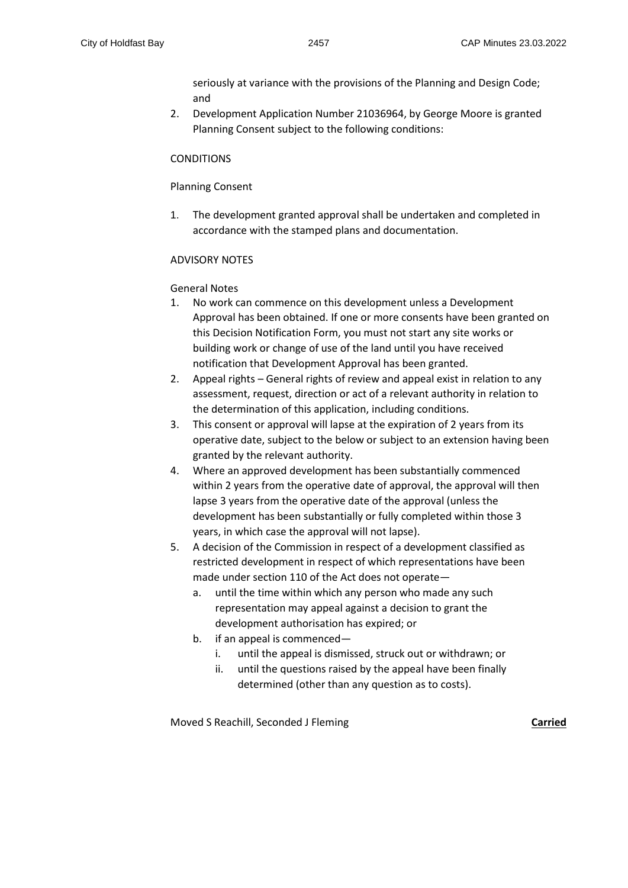seriously at variance with the provisions of the Planning and Design Code; and

2. Development Application Number 21036964, by George Moore is granted Planning Consent subject to the following conditions:

CONDITIONS

Planning Consent

1. The development granted approval shall be undertaken and completed in accordance with the stamped plans and documentation.

ADVISORY NOTES

General Notes

1. No work can commence on this development unless a Development Approval has been obtained. If one or more consents have been granted on this Decision Notification Form, you must not start any site works or building work or change of use of the land until you have received notification that Development Approval has been granted.
2. Appeal rights – General rights of review and appeal exist in relation to any assessment, request, direction or act of a relevant authority in relation to the determination of this application, including conditions.
3. This consent or approval will lapse at the expiration of 2 years from its operative date, subject to the below or subject to an extension having been granted by the relevant authority.
4. Where an approved development has been substantially commenced within 2 years from the operative date of approval, the approval will then lapse 3 years from the operative date of the approval (unless the development has been substantially or fully completed within those 3 years, in which case the approval will not lapse).
5. A decision of the Commission in respect of a development classified as restricted development in respect of which representations have been made under section 110 of the Act does not operate—
   a. until the time within which any person who made any such representation may appeal against a decision to grant the development authorisation has expired; or
   b. if an appeal is commenced—
      i. until the appeal is dismissed, struck out or withdrawn; or
      ii. until the questions raised by the appeal have been finally determined (other than any question as to costs).

Moved S Reachill, Seconded J Fleming **Carried**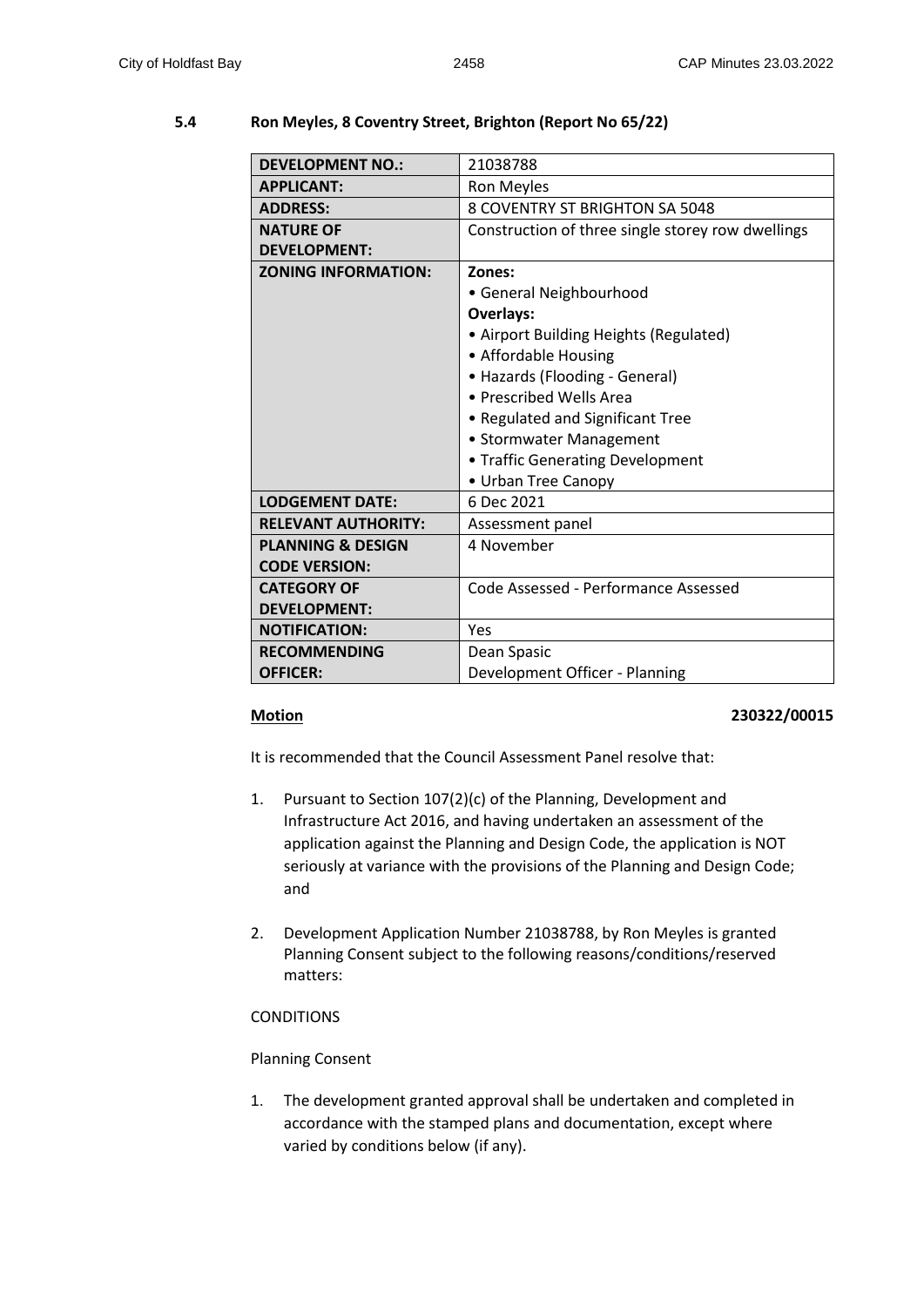## 5.4 Ron Meyles, 8 Coventry Street, Brighton (Report No 65/22)

| | |
|---|---|
| **DEVELOPMENT NO.:** | 21038788 |
| **APPLICANT:** | Ron Meyles |
| **ADDRESS:** | 8 COVENTRY ST BRIGHTON SA 5048 |
| **NATURE OF DEVELOPMENT:** | Construction of three single storey row dwellings |
| **ZONING INFORMATION:** | **Zones:**<br>• General Neighbourhood<br>**Overlays:**<br>• Airport Building Heights (Regulated)<br>• Affordable Housing<br>• Hazards (Flooding - General)<br>• Prescribed Wells Area<br>• Regulated and Significant Tree<br>• Stormwater Management<br>• Traffic Generating Development<br>• Urban Tree Canopy |
| **LODGEMENT DATE:** | 6 Dec 2021 |
| **RELEVANT AUTHORITY:** | Assessment panel |
| **PLANNING & DESIGN CODE VERSION:** | 4 November |
| **CATEGORY OF DEVELOPMENT:** | Code Assessed - Performance Assessed |
| **NOTIFICATION:** | Yes |
| **RECOMMENDING OFFICER:** | Dean Spasic<br>Development Officer - Planning |

**Motion** **230322/00015**

It is recommended that the Council Assessment Panel resolve that:

1. Pursuant to Section 107(2)(c) of the Planning, Development and Infrastructure Act 2016, and having undertaken an assessment of the application against the Planning and Design Code, the application is NOT seriously at variance with the provisions of the Planning and Design Code; and

2. Development Application Number 21038788, by Ron Meyles is granted Planning Consent subject to the following reasons/conditions/reserved matters:

CONDITIONS

Planning Consent

1. The development granted approval shall be undertaken and completed in accordance with the stamped plans and documentation, except where varied by conditions below (if any).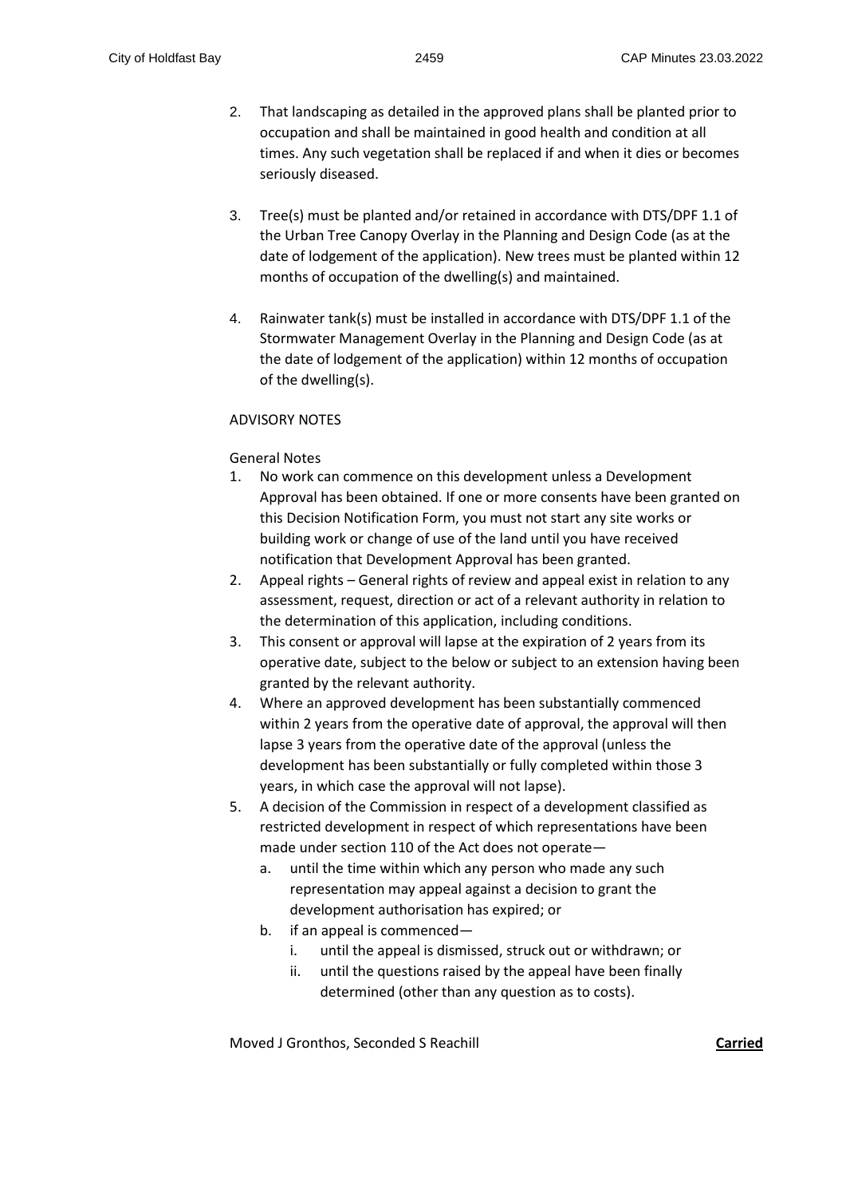2. That landscaping as detailed in the approved plans shall be planted prior to occupation and shall be maintained in good health and condition at all times. Any such vegetation shall be replaced if and when it dies or becomes seriously diseased.

3. Tree(s) must be planted and/or retained in accordance with DTS/DPF 1.1 of the Urban Tree Canopy Overlay in the Planning and Design Code (as at the date of lodgement of the application). New trees must be planted within 12 months of occupation of the dwelling(s) and maintained.

4. Rainwater tank(s) must be installed in accordance with DTS/DPF 1.1 of the Stormwater Management Overlay in the Planning and Design Code (as at the date of lodgement of the application) within 12 months of occupation of the dwelling(s).

ADVISORY NOTES

General Notes

1. No work can commence on this development unless a Development Approval has been obtained. If one or more consents have been granted on this Decision Notification Form, you must not start any site works or building work or change of use of the land until you have received notification that Development Approval has been granted.
2. Appeal rights – General rights of review and appeal exist in relation to any assessment, request, direction or act of a relevant authority in relation to the determination of this application, including conditions.
3. This consent or approval will lapse at the expiration of 2 years from its operative date, subject to the below or subject to an extension having been granted by the relevant authority.
4. Where an approved development has been substantially commenced within 2 years from the operative date of approval, the approval will then lapse 3 years from the operative date of the approval (unless the development has been substantially or fully completed within those 3 years, in which case the approval will not lapse).
5. A decision of the Commission in respect of a development classified as restricted development in respect of which representations have been made under section 110 of the Act does not operate—
   a. until the time within which any person who made any such representation may appeal against a decision to grant the development authorisation has expired; or
   b. if an appeal is commenced—
      i. until the appeal is dismissed, struck out or withdrawn; or
      ii. until the questions raised by the appeal have been finally determined (other than any question as to costs).

Moved J Gronthos, Seconded S Reachill **Carried**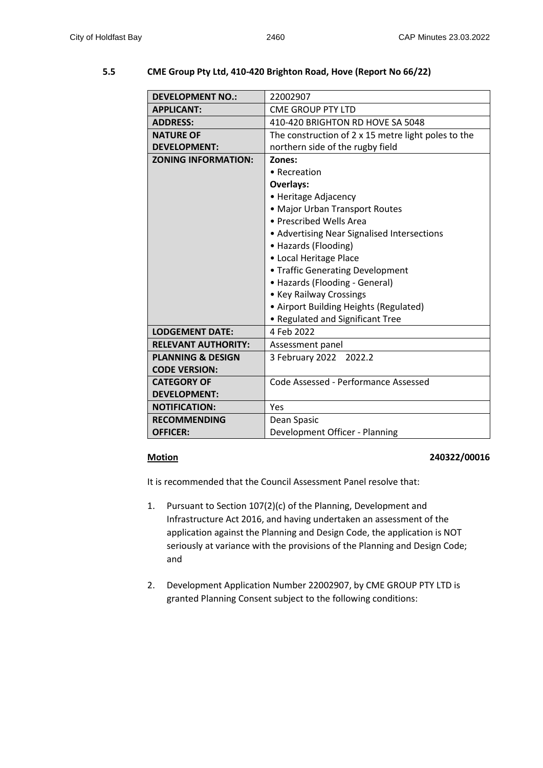## 5.5 CME Group Pty Ltd, 410-420 Brighton Road, Hove (Report No 66/22)

| | |
|---|---|
| **DEVELOPMENT NO.:** | 22002907 |
| **APPLICANT:** | CME GROUP PTY LTD |
| **ADDRESS:** | 410-420 BRIGHTON RD HOVE SA 5048 |
| **NATURE OF DEVELOPMENT:** | The construction of 2 x 15 metre light poles to the northern side of the rugby field |
| **ZONING INFORMATION:** | **Zones:**<br>• Recreation<br>**Overlays:**<br>• Heritage Adjacency<br>• Major Urban Transport Routes<br>• Prescribed Wells Area<br>• Advertising Near Signalised Intersections<br>• Hazards (Flooding)<br>• Local Heritage Place<br>• Traffic Generating Development<br>• Hazards (Flooding - General)<br>• Key Railway Crossings<br>• Airport Building Heights (Regulated)<br>• Regulated and Significant Tree |
| **LODGEMENT DATE:** | 4 Feb 2022 |
| **RELEVANT AUTHORITY:** | Assessment panel |
| **PLANNING & DESIGN CODE VERSION:** | 3 February 2022 2022.2 |
| **CATEGORY OF DEVELOPMENT:** | Code Assessed - Performance Assessed |
| **NOTIFICATION:** | Yes |
| **RECOMMENDING OFFICER:** | Dean Spasic<br>Development Officer - Planning |

**Motion** **240322/00016**

It is recommended that the Council Assessment Panel resolve that:

1. Pursuant to Section 107(2)(c) of the Planning, Development and Infrastructure Act 2016, and having undertaken an assessment of the application against the Planning and Design Code, the application is NOT seriously at variance with the provisions of the Planning and Design Code; and

2. Development Application Number 22002907, by CME GROUP PTY LTD is granted Planning Consent subject to the following conditions: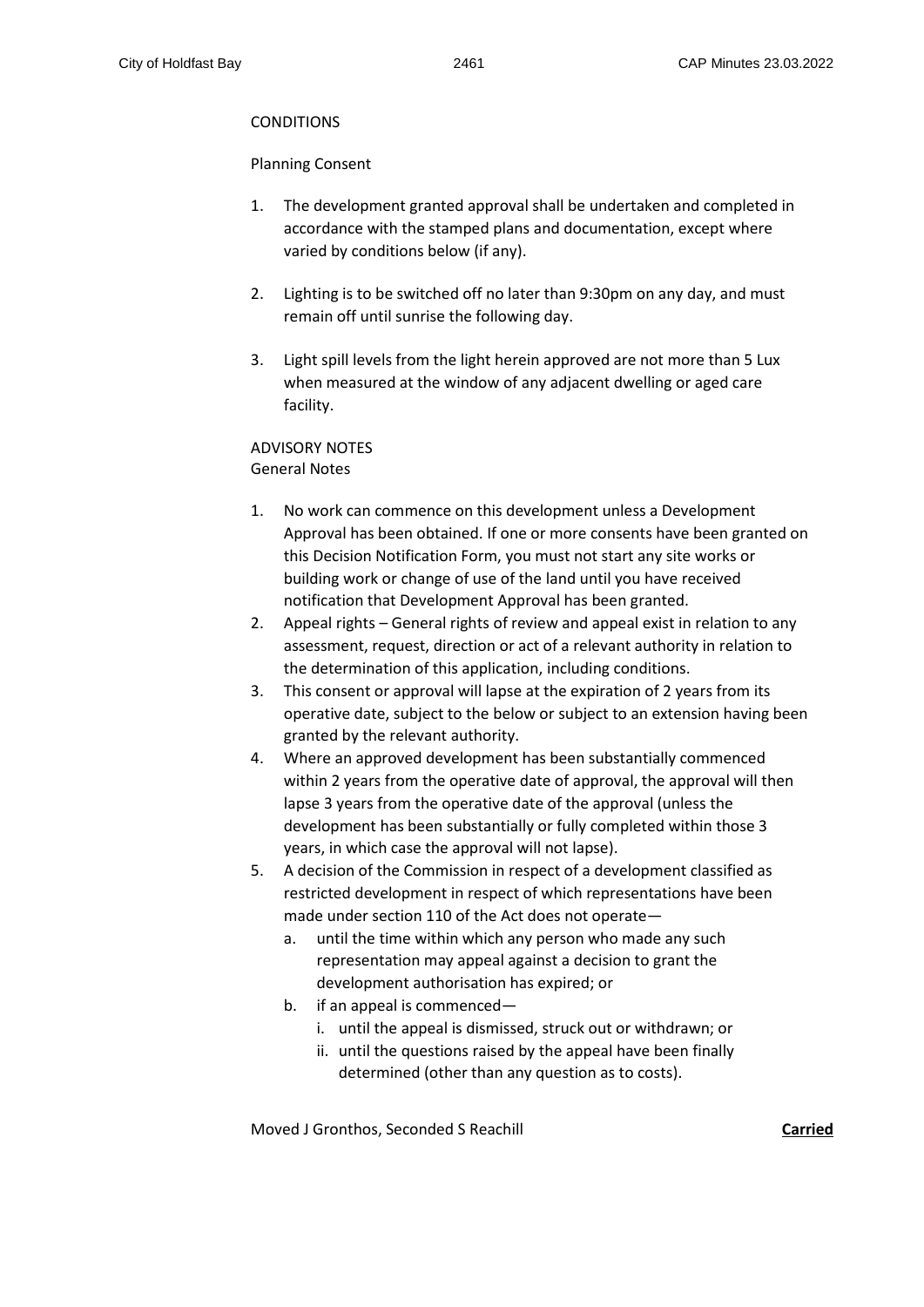CONDITIONS

Planning Consent

1. The development granted approval shall be undertaken and completed in accordance with the stamped plans and documentation, except where varied by conditions below (if any).

2. Lighting is to be switched off no later than 9:30pm on any day, and must remain off until sunrise the following day.

3. Light spill levels from the light herein approved are not more than 5 Lux when measured at the window of any adjacent dwelling or aged care facility.

ADVISORY NOTES
General Notes

1. No work can commence on this development unless a Development Approval has been obtained. If one or more consents have been granted on this Decision Notification Form, you must not start any site works or building work or change of use of the land until you have received notification that Development Approval has been granted.
2. Appeal rights – General rights of review and appeal exist in relation to any assessment, request, direction or act of a relevant authority in relation to the determination of this application, including conditions.
3. This consent or approval will lapse at the expiration of 2 years from its operative date, subject to the below or subject to an extension having been granted by the relevant authority.
4. Where an approved development has been substantially commenced within 2 years from the operative date of approval, the approval will then lapse 3 years from the operative date of the approval (unless the development has been substantially or fully completed within those 3 years, in which case the approval will not lapse).
5. A decision of the Commission in respect of a development classified as restricted development in respect of which representations have been made under section 110 of the Act does not operate—
   a. until the time within which any person who made any such representation may appeal against a decision to grant the development authorisation has expired; or
   b. if an appeal is commenced—
      i. until the appeal is dismissed, struck out or withdrawn; or
      ii. until the questions raised by the appeal have been finally determined (other than any question as to costs).

Moved J Gronthos, Seconded S Reachill **Carried**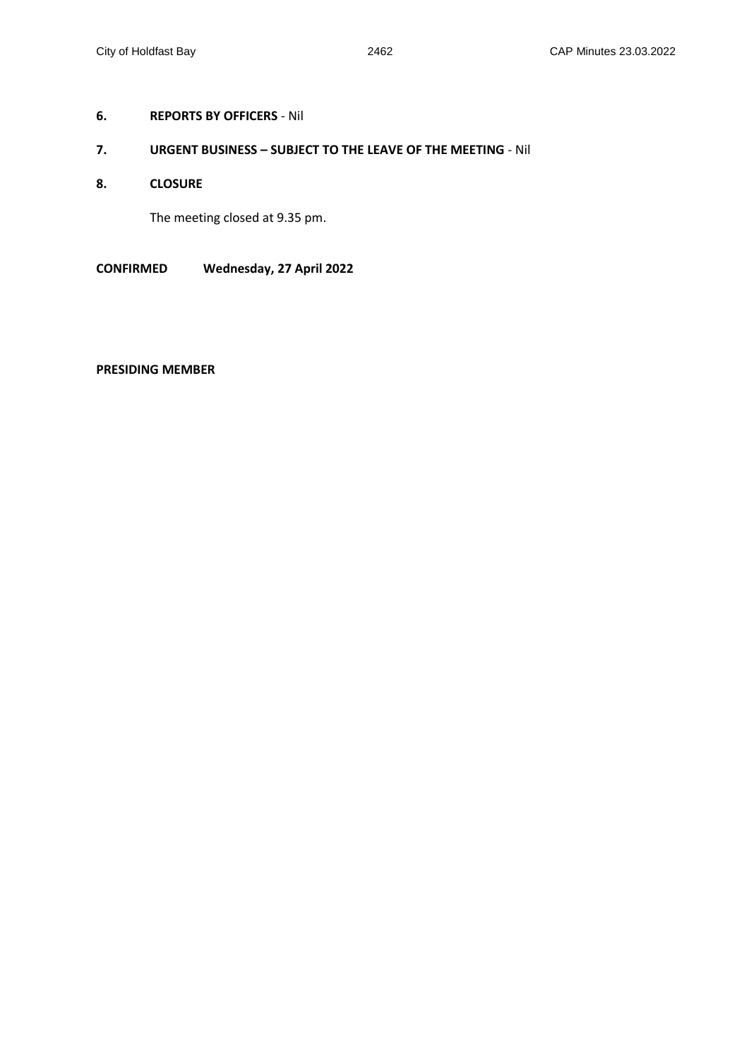**6. REPORTS BY OFFICERS** - Nil

**7. URGENT BUSINESS – SUBJECT TO THE LEAVE OF THE MEETING** - Nil

**8. CLOSURE**

The meeting closed at 9.35 pm.

**CONFIRMED Wednesday, 27 April 2022**

**PRESIDING MEMBER**